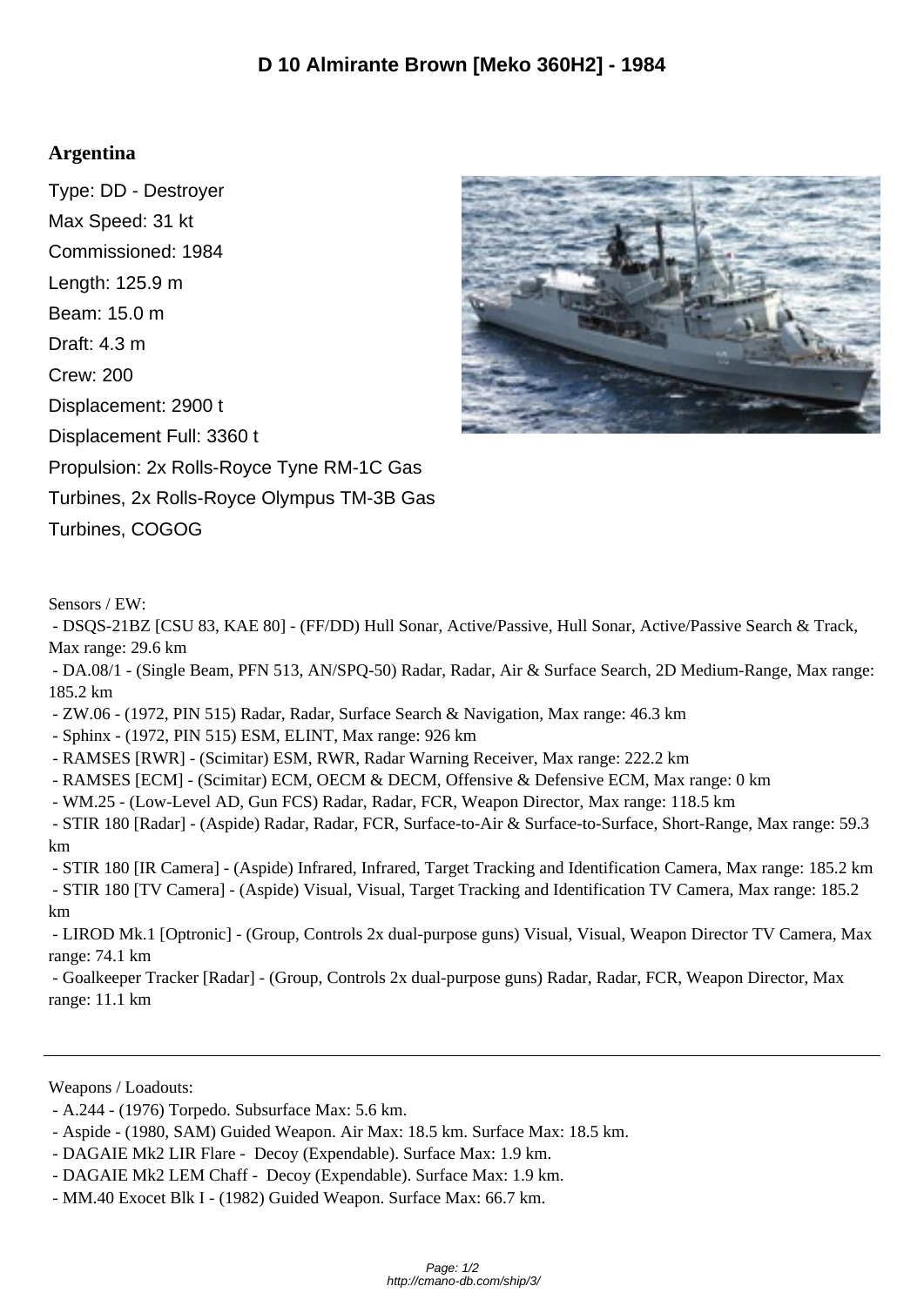# D 10 Almirante Brown [Meko 360H2] - 1984

## Argentina

Type: DD - Destroyer

Max Speed: 31 kt

Commissioned: 1984

Length: 125.9 m

Beam: 15.0 m

Draft: 4.3 m

Crew: 200

Displacement: 2900 t

Displacement Full: 3360 t

Propulsion: 2x Rolls-Royce Tyne RM-1C Gas Turbines, 2x Rolls-Royce Olympus TM-3B Gas Turbines, COGOG

Sensors / EW:

- DSQS-21BZ [CSU 83, KAE 80] - (FF/DD) Hull Sonar, Active/Passive, Hull Sonar, Active/Passive Search & Track, Max range: 29.6 km
- DA.08/1 - (Single Beam, PFN 513, AN/SPQ-50) Radar, Radar, Air & Surface Search, 2D Medium-Range, Max range: 185.2 km
- ZW.06 - (1972, PIN 515) Radar, Radar, Surface Search & Navigation, Max range: 46.3 km
- Sphinx - (1972, PIN 515) ESM, ELINT, Max range: 926 km
- RAMSES [RWR] - (Scimitar) ESM, RWR, Radar Warning Receiver, Max range: 222.2 km
- RAMSES [ECM] - (Scimitar) ECM, OECM & DECM, Offensive & Defensive ECM, Max range: 0 km
- WM.25 - (Low-Level AD, Gun FCS) Radar, Radar, FCR, Weapon Director, Max range: 118.5 km
- STIR 180 [Radar] - (Aspide) Radar, Radar, FCR, Surface-to-Air & Surface-to-Surface, Short-Range, Max range: 59.3 km
- STIR 180 [IR Camera] - (Aspide) Infrared, Infrared, Target Tracking and Identification Camera, Max range: 185.2 km
- STIR 180 [TV Camera] - (Aspide) Visual, Visual, Target Tracking and Identification TV Camera, Max range: 185.2 km
- LIROD Mk.1 [Optronic] - (Group, Controls 2x dual-purpose guns) Visual, Visual, Weapon Director TV Camera, Max range: 74.1 km
- Goalkeeper Tracker [Radar] - (Group, Controls 2x dual-purpose guns) Radar, Radar, FCR, Weapon Director, Max range: 11.1 km

---

Weapons / Loadouts:

- A.244 - (1976) Torpedo. Subsurface Max: 5.6 km.
- Aspide - (1980, SAM) Guided Weapon. Air Max: 18.5 km. Surface Max: 18.5 km.
- DAGAIE Mk2 LIR Flare - Decoy (Expendable). Surface Max: 1.9 km.
- DAGAIE Mk2 LEM Chaff - Decoy (Expendable). Surface Max: 1.9 km.
- MM.40 Exocet Blk I - (1982) Guided Weapon. Surface Max: 66.7 km.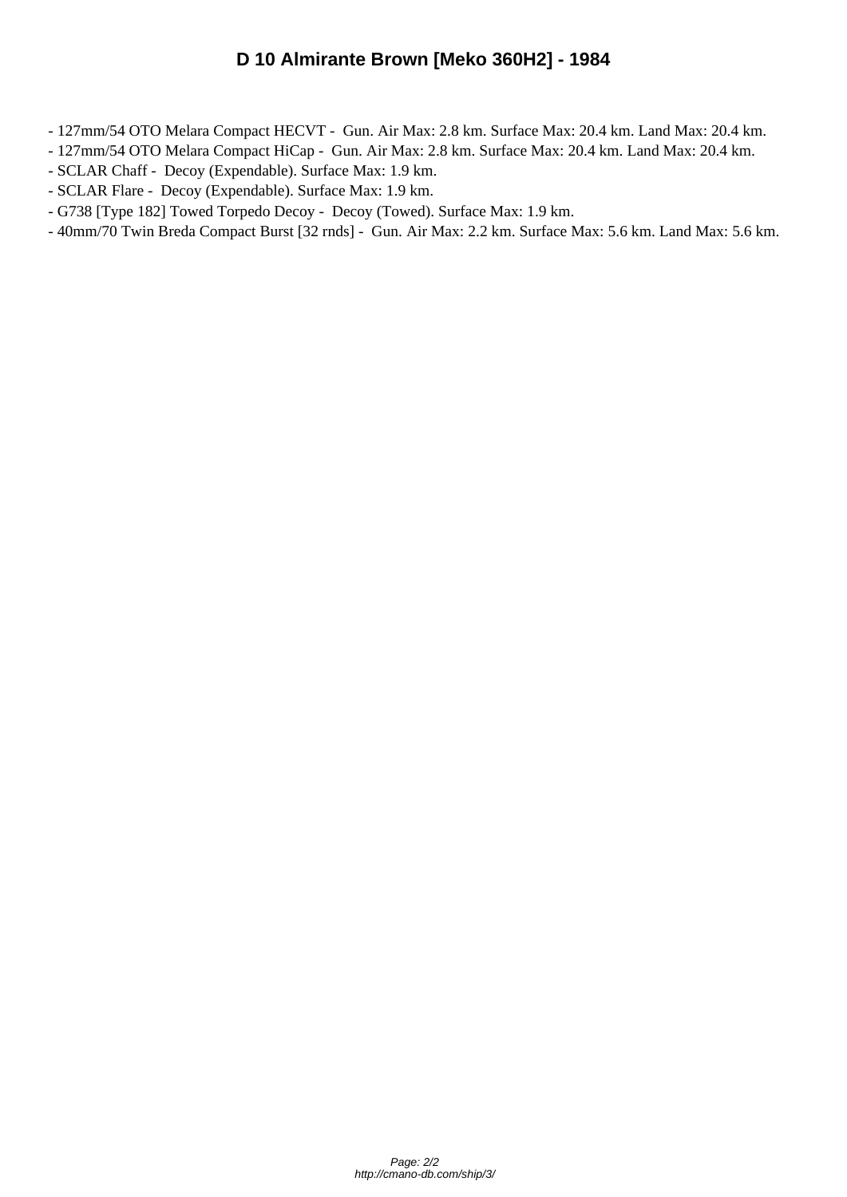- 127mm/54 OTO Melara Compact HECVT - Gun. Air Max: 2.8 km. Surface Max: 20.4 km. Land Max: 20.4 km.
- 127mm/54 OTO Melara Compact HiCap - Gun. Air Max: 2.8 km. Surface Max: 20.4 km. Land Max: 20.4 km.
- SCLAR Chaff - Decoy (Expendable). Surface Max: 1.9 km.
- SCLAR Flare - Decoy (Expendable). Surface Max: 1.9 km.
- G738 [Type 182] Towed Torpedo Decoy - Decoy (Towed). Surface Max: 1.9 km.
- 40mm/70 Twin Breda Compact Burst [32 rnds] - Gun. Air Max: 2.2 km. Surface Max: 5.6 km. Land Max: 5.6 km.